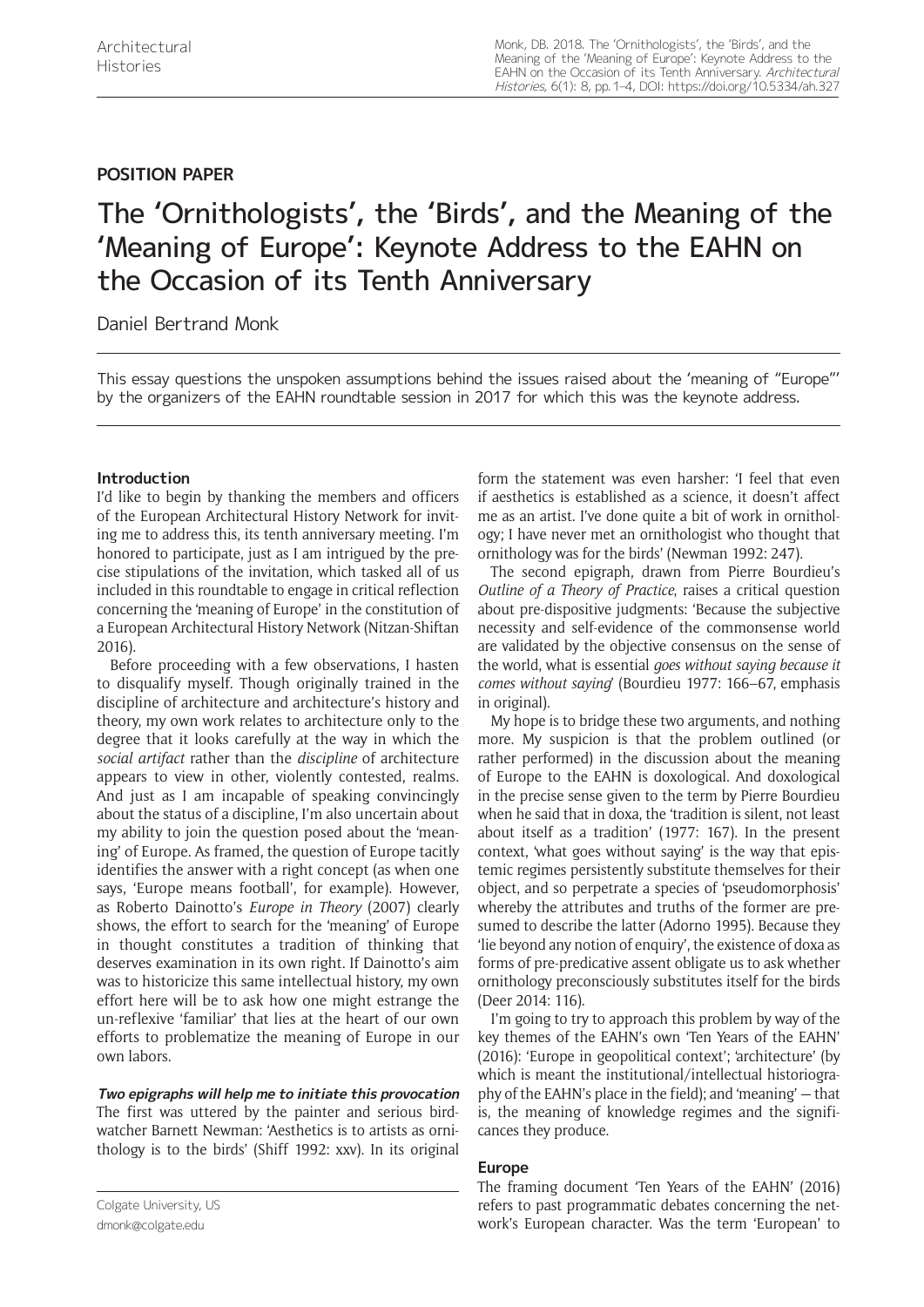## POSITION PAPER

# The 'Ornithologists', the 'Birds', and the Meaning of the 'Meaning of Europe': Keynote Address to the EAHN on the Occasion of its Tenth Anniversary

Daniel Bertrand Monk

This essay questions the unspoken assumptions behind the issues raised about the 'meaning of "Europe"' by the organizers of the EAHN roundtable session in 2017 for which this was the keynote address.

### Introduction

I'd like to begin by thanking the members and officers of the European Architectural History Network for inviting me to address this, its tenth anniversary meeting. I'm honored to participate, just as I am intrigued by the precise stipulations of the invitation, which tasked all of us included in this roundtable to engage in critical reflection concerning the 'meaning of Europe' in the constitution of a European Architectural History Network (Nitzan-Shiftan 2016).

Before proceeding with a few observations, I hasten to disqualify myself. Though originally trained in the discipline of architecture and architecture's history and theory, my own work relates to architecture only to the degree that it looks carefully at the way in which the *social artifact* rather than the *discipline* of architecture appears to view in other, violently contested, realms. And just as I am incapable of speaking convincingly about the status of a discipline, I'm also uncertain about my ability to join the question posed about the 'meaning' of Europe. As framed, the question of Europe tacitly identifies the answer with a right concept (as when one says, 'Europe means football', for example). However, as Roberto Dainotto's *Europe in Theory* (2007) clearly shows, the effort to search for the 'meaning' of Europe in thought constitutes a tradition of thinking that deserves examination in its own right. If Dainotto's aim was to historicize this same intellectual history, my own effort here will be to ask how one might estrange the un-reflexive 'familiar' that lies at the heart of our own efforts to problematize the meaning of Europe in our own labors.

***Two epigraphs will help me to initiate this provocation***

The first was uttered by the painter and serious birdwatcher Barnett Newman: 'Aesthetics is to artists as ornithology is to the birds' (Shiff 1992: xxv). In its original form the statement was even harsher: 'I feel that even if aesthetics is established as a science, it doesn't affect me as an artist. I've done quite a bit of work in ornithology; I have never met an ornithologist who thought that ornithology was for the birds' (Newman 1992: 247).

The second epigraph, drawn from Pierre Bourdieu's *Outline of a Theory of Practice*, raises a critical question about pre-dispositive judgments: 'Because the subjective necessity and self-evidence of the commonsense world are validated by the objective consensus on the sense of the world, what is essential *goes without saying because it comes without saying*' (Bourdieu 1977: 166–67, emphasis in original).

My hope is to bridge these two arguments, and nothing more. My suspicion is that the problem outlined (or rather performed) in the discussion about the meaning of Europe to the EAHN is doxological. And doxological in the precise sense given to the term by Pierre Bourdieu when he said that in doxa, the 'tradition is silent, not least about itself as a tradition' (1977: 167). In the present context, 'what goes without saying' is the way that epistemic regimes persistently substitute themselves for their object, and so perpetrate a species of 'pseudomorphosis' whereby the attributes and truths of the former are presumed to describe the latter (Adorno 1995). Because they 'lie beyond any notion of enquiry', the existence of doxa as forms of pre-predicative assent obligate us to ask whether ornithology preconsciously substitutes itself for the birds (Deer 2014: 116).

I'm going to try to approach this problem by way of the key themes of the EAHN's own 'Ten Years of the EAHN' (2016): 'Europe in geopolitical context'; 'architecture' (by which is meant the institutional/intellectual historiography of the EAHN's place in the field); and 'meaning' — that is, the meaning of knowledge regimes and the significances they produce.

### Europe

The framing document 'Ten Years of the EAHN' (2016) refers to past programmatic debates concerning the network's European character. Was the term 'European' to

Colgate University, US
dmonk@colgate.edu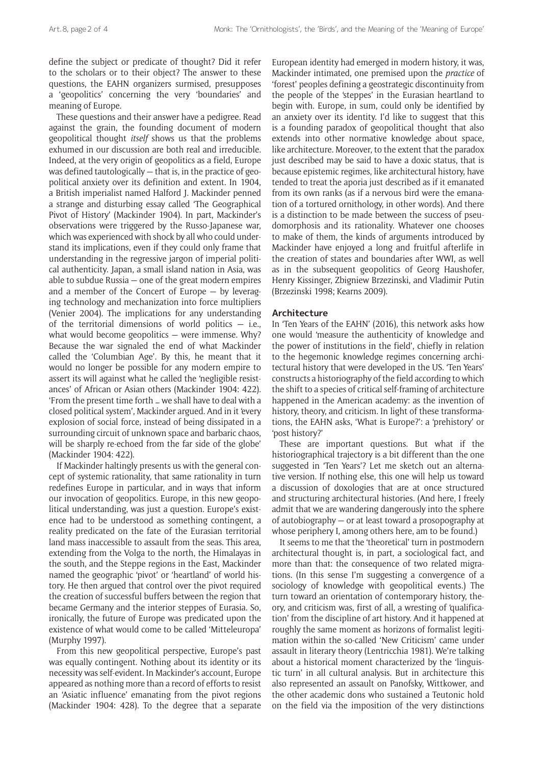define the subject or predicate of thought? Did it refer to the scholars or to their object? The answer to these questions, the EAHN organizers surmised, presupposes a 'geopolitics' concerning the very 'boundaries' and meaning of Europe.

These questions and their answer have a pedigree. Read against the grain, the founding document of modern geopolitical thought *itself* shows us that the problems exhumed in our discussion are both real and irreducible. Indeed, at the very origin of geopolitics as a field, Europe was defined tautologically — that is, in the practice of geopolitical anxiety over its definition and extent. In 1904, a British imperialist named Halford J. Mackinder penned a strange and disturbing essay called 'The Geographical Pivot of History' (Mackinder 1904). In part, Mackinder's observations were triggered by the Russo-Japanese war, which was experienced with shock by all who could understand its implications, even if they could only frame that understanding in the regressive jargon of imperial political authenticity. Japan, a small island nation in Asia, was able to subdue Russia — one of the great modern empires and a member of the Concert of Europe — by leveraging technology and mechanization into force multipliers (Venier 2004). The implications for any understanding of the territorial dimensions of world politics — i.e., what would become geopolitics — were immense. Why? Because the war signaled the end of what Mackinder called the 'Columbian Age'. By this, he meant that it would no longer be possible for any modern empire to assert its will against what he called the 'negligible resistances' of African or Asian others (Mackinder 1904: 422). 'From the present time forth … we shall have to deal with a closed political system', Mackinder argued. And in it 'every explosion of social force, instead of being dissipated in a surrounding circuit of unknown space and barbaric chaos, will be sharply re-echoed from the far side of the globe' (Mackinder 1904: 422).

If Mackinder haltingly presents us with the general concept of systemic rationality, that same rationality in turn redefines Europe in particular, and in ways that inform our invocation of geopolitics. Europe, in this new geopolitical understanding, was just a question. Europe's existence had to be understood as something contingent, a reality predicated on the fate of the Eurasian territorial land mass inaccessible to assault from the seas. This area, extending from the Volga to the north, the Himalayas in the south, and the Steppe regions in the East, Mackinder named the geographic 'pivot' or 'heartland' of world history. He then argued that control over the pivot required the creation of successful buffers between the region that became Germany and the interior steppes of Eurasia. So, ironically, the future of Europe was predicated upon the existence of what would come to be called 'Mitteleuropa' (Murphy 1997).

From this new geopolitical perspective, Europe's past was equally contingent. Nothing about its identity or its necessity was self-evident. In Mackinder's account, Europe appeared as nothing more than a record of efforts to resist an 'Asiatic influence' emanating from the pivot regions (Mackinder 1904: 428). To the degree that a separate European identity had emerged in modern history, it was, Mackinder intimated, one premised upon the *practice* of 'forest' peoples defining a geostrategic discontinuity from the people of the 'steppes' in the Eurasian heartland to begin with. Europe, in sum, could only be identified by an anxiety over its identity. I'd like to suggest that this is a founding paradox of geopolitical thought that also extends into other normative knowledge about space, like architecture. Moreover, to the extent that the paradox just described may be said to have a doxic status, that is because epistemic regimes, like architectural history, have tended to treat the aporia just described as if it emanated from its own ranks (as if a nervous bird were the emanation of a tortured ornithology, in other words). And there is a distinction to be made between the success of pseudomorphosis and its rationality. Whatever one chooses to make of them, the kinds of arguments introduced by Mackinder have enjoyed a long and fruitful afterlife in the creation of states and boundaries after WWI, as well as in the subsequent geopolitics of Georg Haushofer, Henry Kissinger, Zbigniew Brzezinski, and Vladimir Putin (Brzezinski 1998; Kearns 2009).

## Architecture

In 'Ten Years of the EAHN' (2016), this network asks how one would 'measure the authenticity of knowledge and the power of institutions in the field', chiefly in relation to the hegemonic knowledge regimes concerning architectural history that were developed in the US. 'Ten Years' constructs a historiography of the field according to which the shift to a species of critical self-framing of architecture happened in the American academy: as the invention of history, theory, and criticism. In light of these transformations, the EAHN asks, 'What is Europe?': a 'prehistory' or 'post history?'

These are important questions. But what if the historiographical trajectory is a bit different than the one suggested in 'Ten Years'? Let me sketch out an alternative version. If nothing else, this one will help us toward a discussion of doxologies that are at once structured and structuring architectural histories. (And here, I freely admit that we are wandering dangerously into the sphere of autobiography — or at least toward a prosopography at whose periphery I, among others here, am to be found.)

It seems to me that the 'theoretical' turn in postmodern architectural thought is, in part, a sociological fact, and more than that: the consequence of two related migrations. (In this sense I'm suggesting a convergence of a sociology of knowledge with geopolitical events.) The turn toward an orientation of contemporary history, theory, and criticism was, first of all, a wresting of 'qualification' from the discipline of art history. And it happened at roughly the same moment as horizons of formalist legitimation within the so-called 'New Criticism' came under assault in literary theory (Lentricchia 1981). We're talking about a historical moment characterized by the 'linguistic turn' in all cultural analysis. But in architecture this also represented an assault on Panofsky, Wittkower, and the other academic dons who sustained a Teutonic hold on the field via the imposition of the very distinctions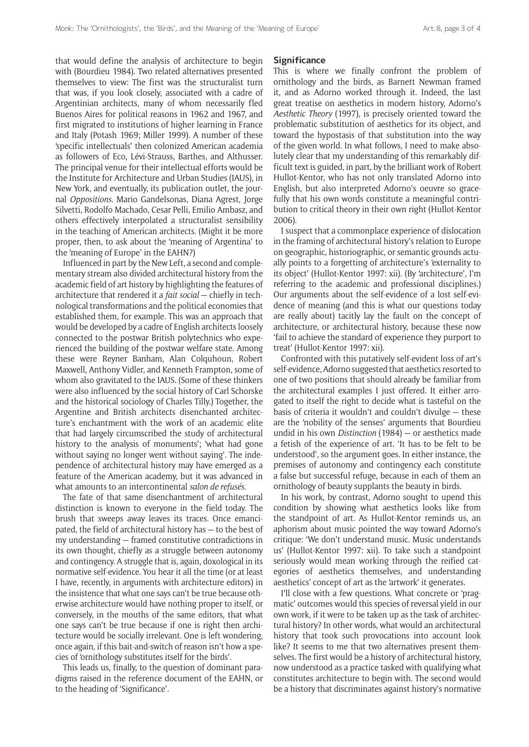that would define the analysis of architecture to begin with (Bourdieu 1984). Two related alternatives presented themselves to view: The first was the structuralist turn that was, if you look closely, associated with a cadre of Argentinian architects, many of whom necessarily fled Buenos Aires for political reasons in 1962 and 1967, and first migrated to institutions of higher learning in France and Italy (Potash 1969; Miller 1999). A number of these 'specific intellectuals' then colonized American academia as followers of Eco, Lévi-Strauss, Barthes, and Althusser. The principal venue for their intellectual efforts would be the Institute for Architecture and Urban Studies (IAUS), in New York, and eventually, its publication outlet, the journal *Oppositions*. Mario Gandelsonas, Diana Agrest, Jorge Silvetti, Rodolfo Machado, Cesar Pelli, Emilio Ambasz, and others effectively interpolated a structuralist sensibility in the teaching of American architects. (Might it be more proper, then, to ask about the 'meaning of Argentina' to the 'meaning of Europe' in the EAHN?)

Influenced in part by the New Left, a second and complementary stream also divided architectural history from the academic field of art history by highlighting the features of architecture that rendered it a *fait social* — chiefly in technological transformations and the political economies that established them, for example. This was an approach that would be developed by a cadre of English architects loosely connected to the postwar British polytechnics who experienced the building of the postwar welfare state. Among these were Reyner Banham, Alan Colquhoun, Robert Maxwell, Anthony Vidler, and Kenneth Frampton, some of whom also gravitated to the IAUS. (Some of these thinkers were also influenced by the social history of Carl Schorske and the historical sociology of Charles Tilly.) Together, the Argentine and British architects disenchanted architecture's enchantment with the work of an academic elite that had largely circumscribed the study of architectural history to the analysis of monuments'; 'what had gone without saying no longer went without saying'. The independence of architectural history may have emerged as a feature of the American academy, but it was advanced in what amounts to an intercontinental *salon de refusés*.

The fate of that same disenchantment of architectural distinction is known to everyone in the field today. The brush that sweeps away leaves its traces. Once emancipated, the field of architectural history has — to the best of my understanding — framed constitutive contradictions in its own thought, chiefly as a struggle between autonomy and contingency. A struggle that is, again, doxological in its normative self-evidence. You hear it all the time (or at least I have, recently, in arguments with architecture editors) in the insistence that what one says can't be true because otherwise architecture would have nothing proper to itself, or conversely, in the mouths of the same editors, that what one says can't be true because if one is right then architecture would be socially irrelevant. One is left wondering, once again, if this bait-and-switch of reason isn't how a species of 'ornithology substitutes itself for the birds'.

This leads us, finally, to the question of dominant paradigms raised in the reference document of the EAHN, or to the heading of 'Significance'.

## Significance

This is where we finally confront the problem of ornithology and the birds, as Barnett Newman framed it, and as Adorno worked through it. Indeed, the last great treatise on aesthetics in modern history, Adorno's *Aesthetic Theory* (1997), is precisely oriented toward the problematic substitution of aesthetics for its object, and toward the hypostasis of that substitution into the way of the given world. In what follows, I need to make absolutely clear that my understanding of this remarkably difficult text is guided, in part, by the brilliant work of Robert Hullot-Kentor, who has not only translated Adorno into English, but also interpreted Adorno's oeuvre so gracefully that his own words constitute a meaningful contribution to critical theory in their own right (Hullot-Kentor 2006).

I suspect that a commonplace experience of dislocation in the framing of architectural history's relation to Europe on geographic, historiographic, or semantic grounds actually points to a forgetting of architecture's 'externality to its object' (Hullot-Kentor 1997: xii). (By 'architecture', I'm referring to the academic and professional disciplines.) Our arguments about the self-evidence of a lost self-evidence of meaning (and this is what our questions today are really about) tacitly lay the fault on the concept of architecture, or architectural history, because these now 'fail to achieve the standard of experience they purport to treat' (Hullot-Kentor 1997: xii).

Confronted with this putatively self-evident loss of art's self-evidence, Adorno suggested that aesthetics resorted to one of two positions that should already be familiar from the architectural examples I just offered. It either arrogated to itself the right to decide what is tasteful on the basis of criteria it wouldn't and couldn't divulge — these are the 'nobility of the senses' arguments that Bourdieu undid in his own *Distinction* (1984) — or aesthetics made a fetish of the experience of art. 'It has to be felt to be understood', so the argument goes. In either instance, the premises of autonomy and contingency each constitute a false but successful refuge, because in each of them an ornithology of beauty supplants the beauty in birds.

In his work, by contrast, Adorno sought to upend this condition by showing what aesthetics looks like from the standpoint of art. As Hullot-Kentor reminds us, an aphorism about music pointed the way toward Adorno's critique: 'We don't understand music. Music understands us' (Hullot-Kentor 1997: xii). To take such a standpoint seriously would mean working through the reified categories of aesthetics themselves, and understanding aesthetics' concept of art as the 'artwork' it generates.

I'll close with a few questions. What concrete or 'pragmatic' outcomes would this species of reversal yield in our own work, if it were to be taken up as the task of architectural history? In other words, what would an architectural history that took such provocations into account look like? It seems to me that two alternatives present themselves. The first would be a history of architectural history, now understood as a practice tasked with qualifying what constitutes architecture to begin with. The second would be a history that discriminates against history's normative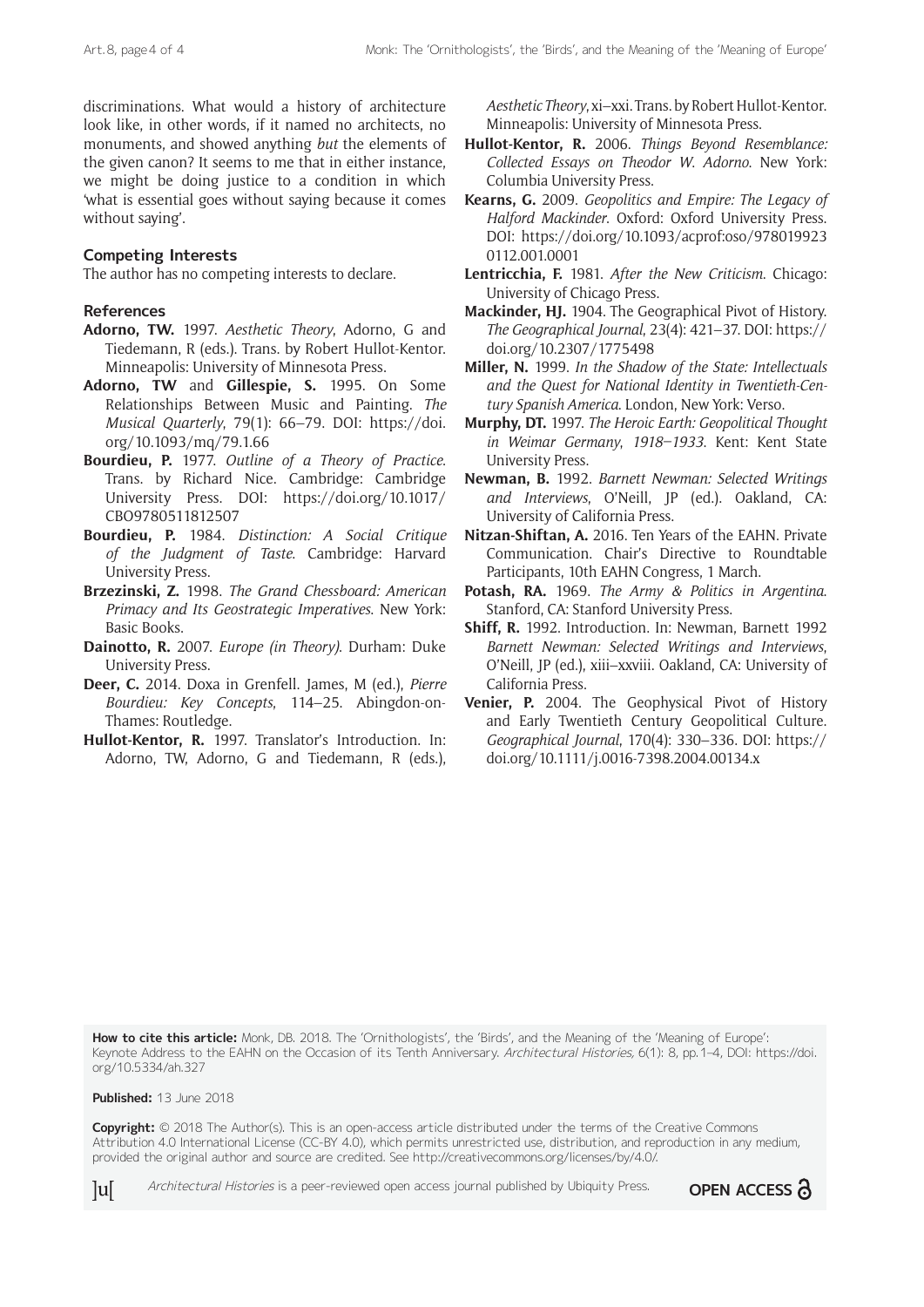discriminations. What would a history of architecture look like, in other words, if it named no architects, no monuments, and showed anything *but* the elements of the given canon? It seems to me that in either instance, we might be doing justice to a condition in which 'what is essential goes without saying because it comes without saying'.

## Competing Interests

The author has no competing interests to declare.

## References

**Adorno, TW.** 1997. *Aesthetic Theory*, Adorno, G and Tiedemann, R (eds.). Trans. by Robert Hullot-Kentor. Minneapolis: University of Minnesota Press.

**Adorno, TW** and **Gillespie, S.** 1995. On Some Relationships Between Music and Painting. *The Musical Quarterly*, 79(1): 66–79. DOI: https://doi.org/10.1093/mq/79.1.66

**Bourdieu, P.** 1977. *Outline of a Theory of Practice*. Trans. by Richard Nice. Cambridge: Cambridge University Press. DOI: https://doi.org/10.1017/CBO9780511812507

**Bourdieu, P.** 1984. *Distinction: A Social Critique of the Judgment of Taste*. Cambridge: Harvard University Press.

**Brzezinski, Z.** 1998. *The Grand Chessboard: American Primacy and Its Geostrategic Imperatives*. New York: Basic Books.

**Dainotto, R.** 2007. *Europe (in Theory)*. Durham: Duke University Press.

**Deer, C.** 2014. Doxa in Grenfell. James, M (ed.), *Pierre Bourdieu: Key Concepts*, 114–25. Abingdon-on-Thames: Routledge.

**Hullot-Kentor, R.** 1997. Translator's Introduction. In: Adorno, TW, Adorno, G and Tiedemann, R (eds.), *Aesthetic Theory*, xi–xxi. Trans. by Robert Hullot-Kentor. Minneapolis: University of Minnesota Press.

**Hullot-Kentor, R.** 2006. *Things Beyond Resemblance: Collected Essays on Theodor W. Adorno*. New York: Columbia University Press.

**Kearns, G.** 2009. *Geopolitics and Empire: The Legacy of Halford Mackinder*. Oxford: Oxford University Press. DOI: https://doi.org/10.1093/acprof:oso/9780199230112.001.0001

**Lentricchia, F.** 1981. *After the New Criticism*. Chicago: University of Chicago Press.

**Mackinder, HJ.** 1904. The Geographical Pivot of History. *The Geographical Journal*, 23(4): 421–37. DOI: https://doi.org/10.2307/1775498

**Miller, N.** 1999. *In the Shadow of the State: Intellectuals and the Quest for National Identity in Twentieth-Century Spanish America*. London, New York: Verso.

**Murphy, DT.** 1997. *The Heroic Earth: Geopolitical Thought in Weimar Germany, 1918–1933*. Kent: Kent State University Press.

**Newman, B.** 1992. *Barnett Newman: Selected Writings and Interviews*, O'Neill, JP (ed.). Oakland, CA: University of California Press.

**Nitzan-Shiftan, A.** 2016. Ten Years of the EAHN. Private Communication. Chair's Directive to Roundtable Participants, 10th EAHN Congress, 1 March.

**Potash, RA.** 1969. *The Army & Politics in Argentina*. Stanford, CA: Stanford University Press.

**Shiff, R.** 1992. Introduction. In: Newman, Barnett 1992 *Barnett Newman: Selected Writings and Interviews*, O'Neill, JP (ed.), xiii–xxviii. Oakland, CA: University of California Press.

**Venier, P.** 2004. The Geophysical Pivot of History and Early Twentieth Century Geopolitical Culture. *Geographical Journal*, 170(4): 330–336. DOI: https://doi.org/10.1111/j.0016-7398.2004.00134.x

**How to cite this article:** Monk, DB. 2018. The 'Ornithologists', the 'Birds', and the Meaning of the 'Meaning of Europe': Keynote Address to the EAHN on the Occasion of its Tenth Anniversary. *Architectural Histories,* 6(1): 8, pp. 1–4, DOI: https://doi.org/10.5334/ah.327

**Published:** 13 June 2018

**Copyright:** © 2018 The Author(s). This is an open-access article distributed under the terms of the Creative Commons Attribution 4.0 International License (CC-BY 4.0), which permits unrestricted use, distribution, and reproduction in any medium, provided the original author and source are credited. See http://creativecommons.org/licenses/by/4.0/.

*Architectural Histories* is a peer-reviewed open access journal published by Ubiquity Press. **OPEN ACCESS**